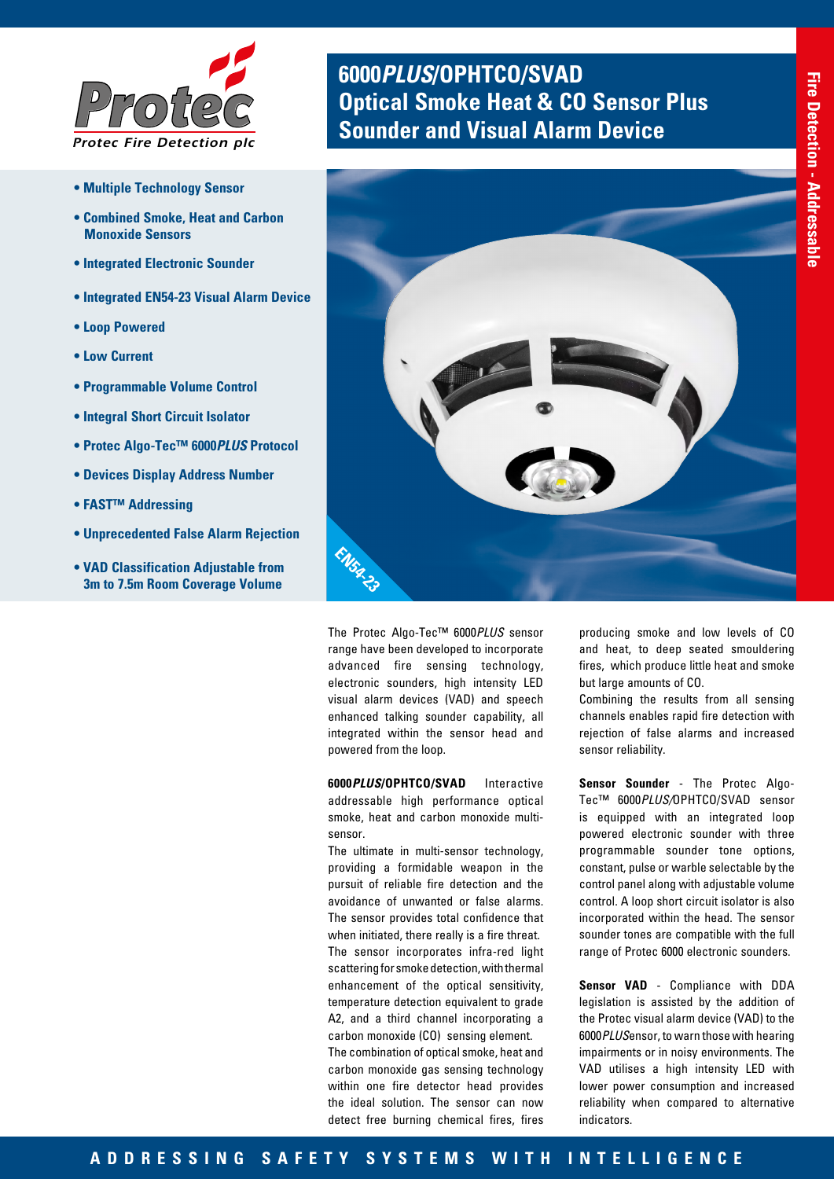Protec

Protec Fire Detection plc

# 6000*PLUS*/OPHTCO/SVAD Optical Smoke Heat & CO Sensor Plus Sounder and Visual Alarm Device

Fire Detection - Addressable

- **Multiple Technology Sensor**
- **Combined Smoke, Heat and Carbon Monoxide Sensors**
- **Integrated Electronic Sounder**
- **Integrated EN54-23 Visual Alarm Device**
- **Loop Powered**
- **Low Current**
- **Programmable Volume Control**
- **Integral Short Circuit Isolator**
- **Protec Algo-Tec™ 6000*PLUS* Protocol**
- **Devices Display Address Number**
- **FAST™ Addressing**
- **Unprecedented False Alarm Rejection**
- **VAD Classification Adjustable from 3m to 7.5m Room Coverage Volume**

EN54-23

The Protec Algo-Tec™ 6000*PLUS* sensor range have been developed to incorporate advanced fire sensing technology, electronic sounders, high intensity LED visual alarm devices (VAD) and speech enhanced talking sounder capability, all integrated within the sensor head and powered from the loop.

**6000*PLUS*/OPHTCO/SVAD** Interactive addressable high performance optical smoke, heat and carbon monoxide multi-sensor.

The ultimate in multi-sensor technology, providing a formidable weapon in the pursuit of reliable fire detection and the avoidance of unwanted or false alarms. The sensor provides total confidence that when initiated, there really is a fire threat. The sensor incorporates infra-red light scattering for smoke detection, with thermal enhancement of the optical sensitivity, temperature detection equivalent to grade A2, and a third channel incorporating a carbon monoxide (CO) sensing element.

The combination of optical smoke, heat and carbon monoxide gas sensing technology within one fire detector head provides the ideal solution. The sensor can now detect free burning chemical fires, fires producing smoke and low levels of CO and heat, to deep seated smouldering fires, which produce little heat and smoke but large amounts of CO.

Combining the results from all sensing channels enables rapid fire detection with rejection of false alarms and increased sensor reliability.

**Sensor Sounder** - The Protec Algo-Tec™ 6000*PLUS*/OPHTCO/SVAD sensor is equipped with an integrated loop powered electronic sounder with three programmable sounder tone options, constant, pulse or warble selectable by the control panel along with adjustable volume control. A loop short circuit isolator is also incorporated within the head. The sensor sounder tones are compatible with the full range of Protec 6000 electronic sounders.

**Sensor VAD** - Compliance with DDA legislation is assisted by the addition of the Protec visual alarm device (VAD) to the 6000*PLUS* sensor, to warn those with hearing impairments or in noisy environments. The VAD utilises a high intensity LED with lower power consumption and increased reliability when compared to alternative indicators.

ADDRESSING SAFETY SYSTEMS WITH INTELLIGENCE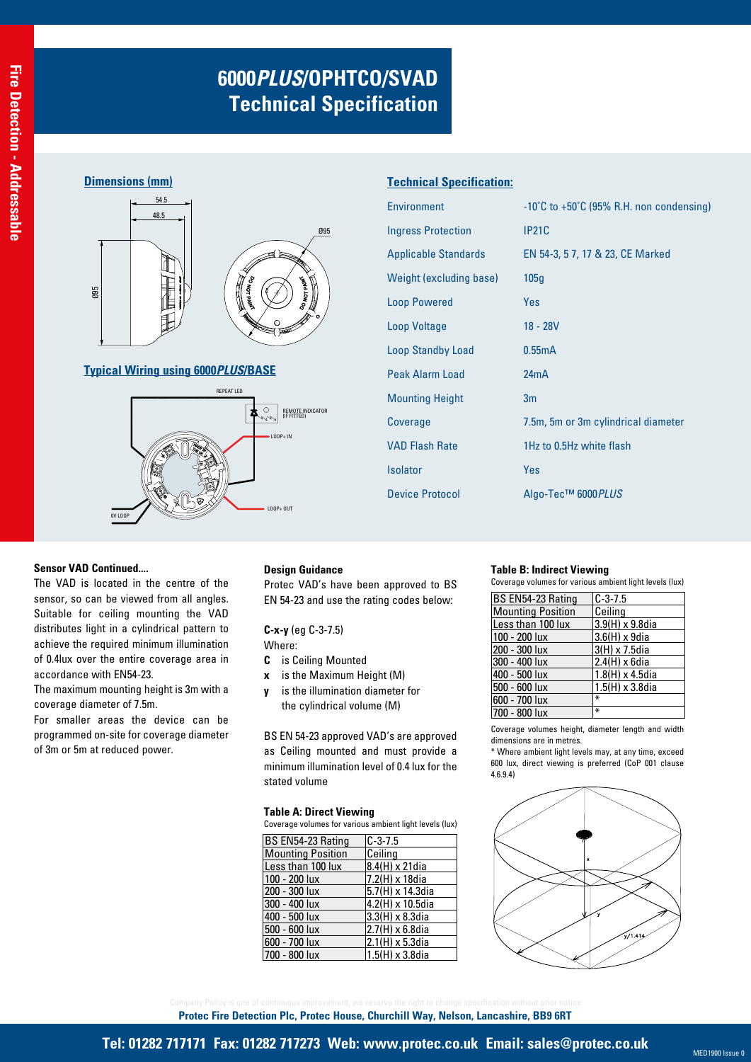# 6000*PLUS*/OPHTCO/SVAD Technical Specification

Fire Detection - Addressable

## Dimensions (mm)

54.5

48.5

Ø95

Ø95

## Typical Wiring using 6000*PLUS*/BASE

REPEAT LED

REMOTE INDICATOR (IF FITTED)

LOOP+ IN

LOOP+ OUT

0V LOOP

## Technical Specification:

| | |
|---|---|
| Environment | -10˚C to +50˚C (95% R.H. non condensing) |
| Ingress Protection | IP21C |
| Applicable Standards | EN 54-3, 5 7, 17 & 23, CE Marked |
| Weight (excluding base) | 105g |
| Loop Powered | Yes |
| Loop Voltage | 18 - 28V |
| Loop Standby Load | 0.55mA |
| Peak Alarm Load | 24mA |
| Mounting Height | 3m |
| Coverage | 7.5m, 5m or 3m cylindrical diameter |
| VAD Flash Rate | 1Hz to 0.5Hz white flash |
| Isolator | Yes |
| Device Protocol | Algo-Tec™ 6000*PLUS* |

**Sensor VAD Continued....**

The VAD is located in the centre of the sensor, so can be viewed from all angles. Suitable for ceiling mounting the VAD distributes light in a cylindrical pattern to achieve the required minimum illumination of 0.4lux over the entire coverage area in accordance with EN54-23.

The maximum mounting height is 3m with a coverage diameter of 7.5m.

For smaller areas the device can be programmed on-site for coverage diameter of 3m or 5m at reduced power.

**Design Guidance**

Protec VAD's have been approved to BS EN 54-23 and use the rating codes below:

**C-x-y** (eg C-3-7.5)

Where:

- **C** is Ceiling Mounted
- **x** is the Maximum Height (M)
- **y** is the illumination diameter for the cylindrical volume (M)

BS EN 54-23 approved VAD's are approved as Ceiling mounted and must provide a minimum illumination level of 0.4 lux for the stated volume

**Table A: Direct Viewing**

Coverage volumes for various ambient light levels (lux)

| BS EN54-23 Rating | C-3-7.5 |
|---|---|
| Mounting Position | Ceiling |
| Less than 100 lux | 8.4(H) x 21dia |
| 100 - 200 lux | 7.2(H) x 18dia |
| 200 - 300 lux | 5.7(H) x 14.3dia |
| 300 - 400 lux | 4.2(H) x 10.5dia |
| 400 - 500 lux | 3.3(H) x 8.3dia |
| 500 - 600 lux | 2.7(H) x 6.8dia |
| 600 - 700 lux | 2.1(H) x 5.3dia |
| 700 - 800 lux | 1.5(H) x 3.8dia |

**Table B: Indirect Viewing**

Coverage volumes for various ambient light levels (lux)

| BS EN54-23 Rating | C-3-7.5 |
|---|---|
| Mounting Position | Ceiling |
| Less than 100 lux | 3.9(H) x 9.8dia |
| 100 - 200 lux | 3.6(H) x 9dia |
| 200 - 300 lux | 3(H) x 7.5dia |
| 300 - 400 lux | 2.4(H) x 6dia |
| 400 - 500 lux | 1.8(H) x 4.5dia |
| 500 - 600 lux | 1.5(H) x 3.8dia |
| 600 - 700 lux | * |
| 700 - 800 lux | * |

Coverage volumes height, diameter length and width dimensions are in metres.

* Where ambient light levels may, at any time, exceed 600 lux, direct viewing is preferred (CoP 001 clause 4.6.9.4)

x

y

y/1.414

Company Policy is one of continuous improvement, we reserve the right to change specification without prior notice

**Protec Fire Detection Plc, Protec House, Churchill Way, Nelson, Lancashire, BB9 6RT**

**Tel: 01282 717171 Fax: 01282 717273 Web: www.protec.co.uk Email: sales@protec.co.uk**

MED1900 Issue 0